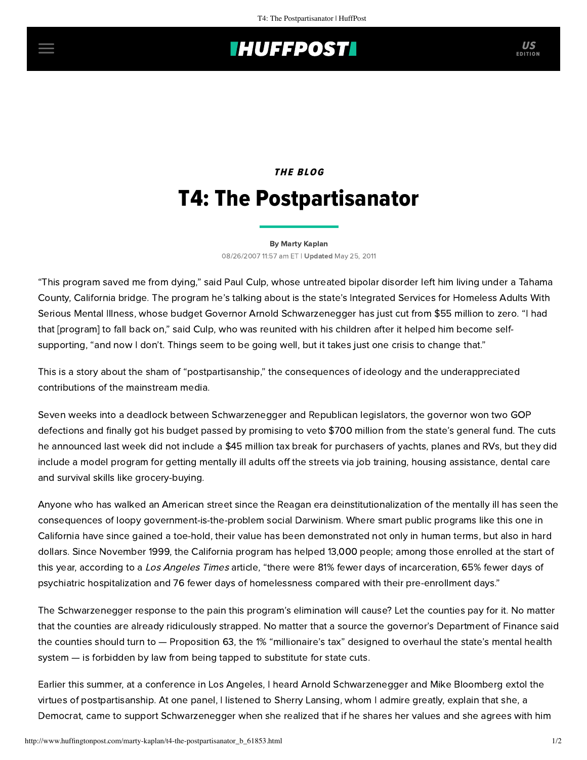THE BLOG

# T4: The Postpartisanator

By Marty Kaplan

08/26/2007 11:57 am ET | **Updated** May 25, 2011

"This program saved me from dying," said Paul Culp, whose untreated bipolar disorder left him living under a Tahama County, California bridge. The program he's talking about is the state's Integrated Services for Homeless Adults With Serious Mental Illness, whose budget Governor Arnold Schwarzenegger has just cut from $55 million to zero. "I had that [program] to fall back on," said Culp, who was reunited with his children after it helped him become self-supporting, "and now I don't. Things seem to be going well, but it takes just one crisis to change that."

This is a story about the sham of "postpartisanship," the consequences of ideology and the underappreciated contributions of the mainstream media.

Seven weeks into a deadlock between Schwarzenegger and Republican legislators, the governor won two GOP defections and finally got his budget passed by promising to veto $700 million from the state's general fund. The cuts he announced last week did not include a $45 million tax break for purchasers of yachts, planes and RVs, but they did include a model program for getting mentally ill adults off the streets via job training, housing assistance, dental care and survival skills like grocery-buying.

Anyone who has walked an American street since the Reagan era deinstitutionalization of the mentally ill has seen the consequences of loopy government-is-the-problem social Darwinism. Where smart public programs like this one in California have since gained a toe-hold, their value has been demonstrated not only in human terms, but also in hard dollars. Since November 1999, the California program has helped 13,000 people; among those enrolled at the start of this year, according to a *Los Angeles Times* article, "there were 81% fewer days of incarceration, 65% fewer days of psychiatric hospitalization and 76 fewer days of homelessness compared with their pre-enrollment days."

The Schwarzenegger response to the pain this program's elimination will cause? Let the counties pay for it. No matter that the counties are already ridiculously strapped. No matter that a source the governor's Department of Finance said the counties should turn to — Proposition 63, the 1% "millionaire's tax" designed to overhaul the state's mental health system — is forbidden by law from being tapped to substitute for state cuts.

Earlier this summer, at a conference in Los Angeles, I heard Arnold Schwarzenegger and Mike Bloomberg extol the virtues of postpartisanship. At one panel, I listened to Sherry Lansing, whom I admire greatly, explain that she, a Democrat, came to support Schwarzenegger when she realized that if he shares her values and she agrees with him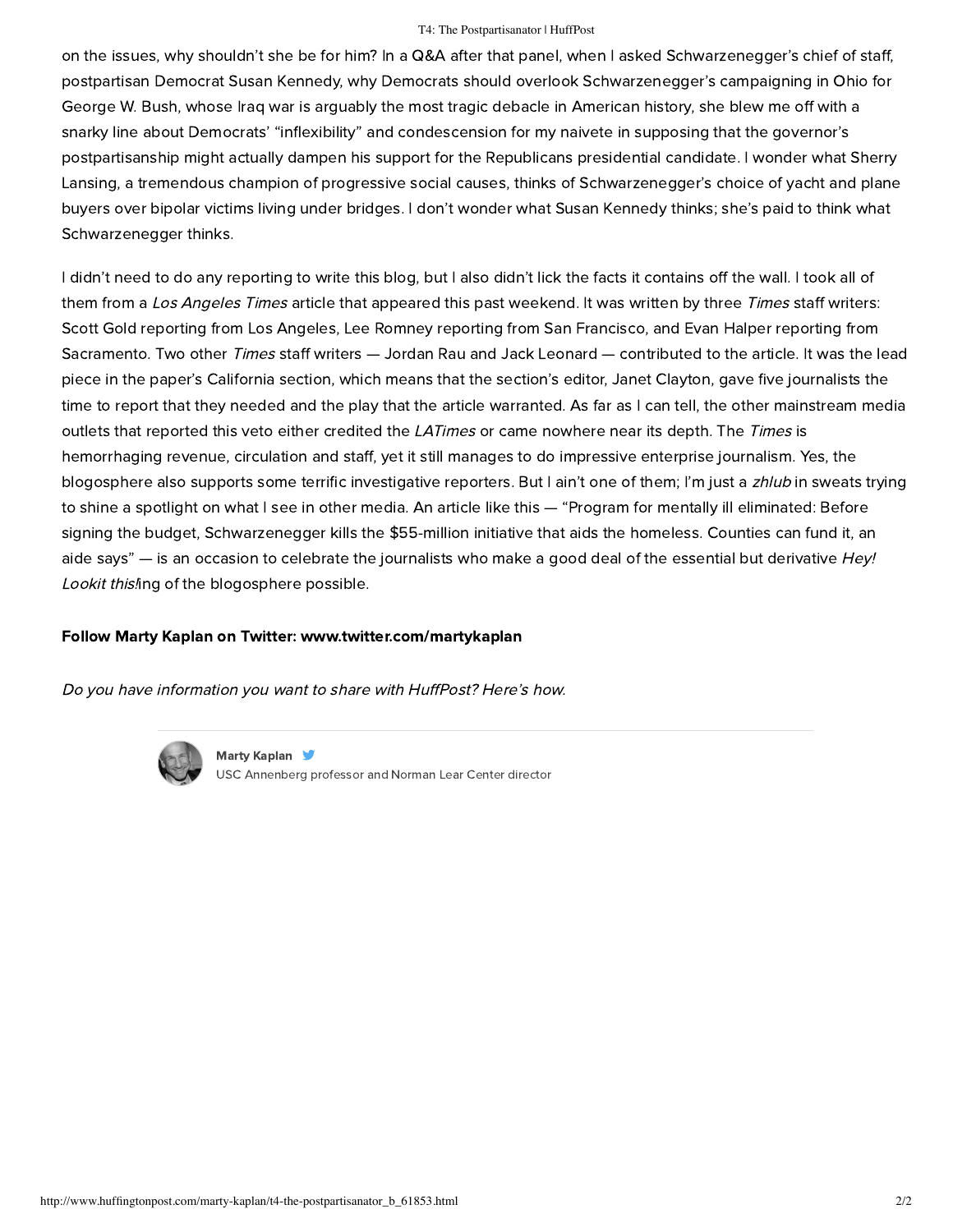on the issues, why shouldn't she be for him? In a Q&A after that panel, when I asked Schwarzenegger's chief of staff, postpartisan Democrat Susan Kennedy, why Democrats should overlook Schwarzenegger's campaigning in Ohio for George W. Bush, whose Iraq war is arguably the most tragic debacle in American history, she blew me off with a snarky line about Democrats' "inflexibility" and condescension for my naivete in supposing that the governor's postpartisanship might actually dampen his support for the Republicans presidential candidate. I wonder what Sherry Lansing, a tremendous champion of progressive social causes, thinks of Schwarzenegger's choice of yacht and plane buyers over bipolar victims living under bridges. I don't wonder what Susan Kennedy thinks; she's paid to think what Schwarzenegger thinks.

I didn't need to do any reporting to write this blog, but I also didn't lick the facts it contains off the wall. I took all of them from a *Los Angeles Times* article that appeared this past weekend. It was written by three *Times* staff writers: Scott Gold reporting from Los Angeles, Lee Romney reporting from San Francisco, and Evan Halper reporting from Sacramento. Two other *Times* staff writers — Jordan Rau and Jack Leonard — contributed to the article. It was the lead piece in the paper's California section, which means that the section's editor, Janet Clayton, gave five journalists the time to report that they needed and the play that the article warranted. As far as I can tell, the other mainstream media outlets that reported this veto either credited the *LATimes* or came nowhere near its depth. The *Times* is hemorrhaging revenue, circulation and staff, yet it still manages to do impressive enterprise journalism. Yes, the blogosphere also supports some terrific investigative reporters. But I ain't one of them; I'm just a *zhlub* in sweats trying to shine a spotlight on what I see in other media. An article like this — "Program for mentally ill eliminated: Before signing the budget, Schwarzenegger kills the $55-million initiative that aids the homeless. Counties can fund it, an aide says" — is an occasion to celebrate the journalists who make a good deal of the essential but derivative *Hey! Lookit this!*ing of the blogosphere possible.

**Follow Marty Kaplan on Twitter: www.twitter.com/martykaplan**

*Do you have information you want to share with HuffPost? Here's how.*

**Marty Kaplan**
USC Annenberg professor and Norman Lear Center director